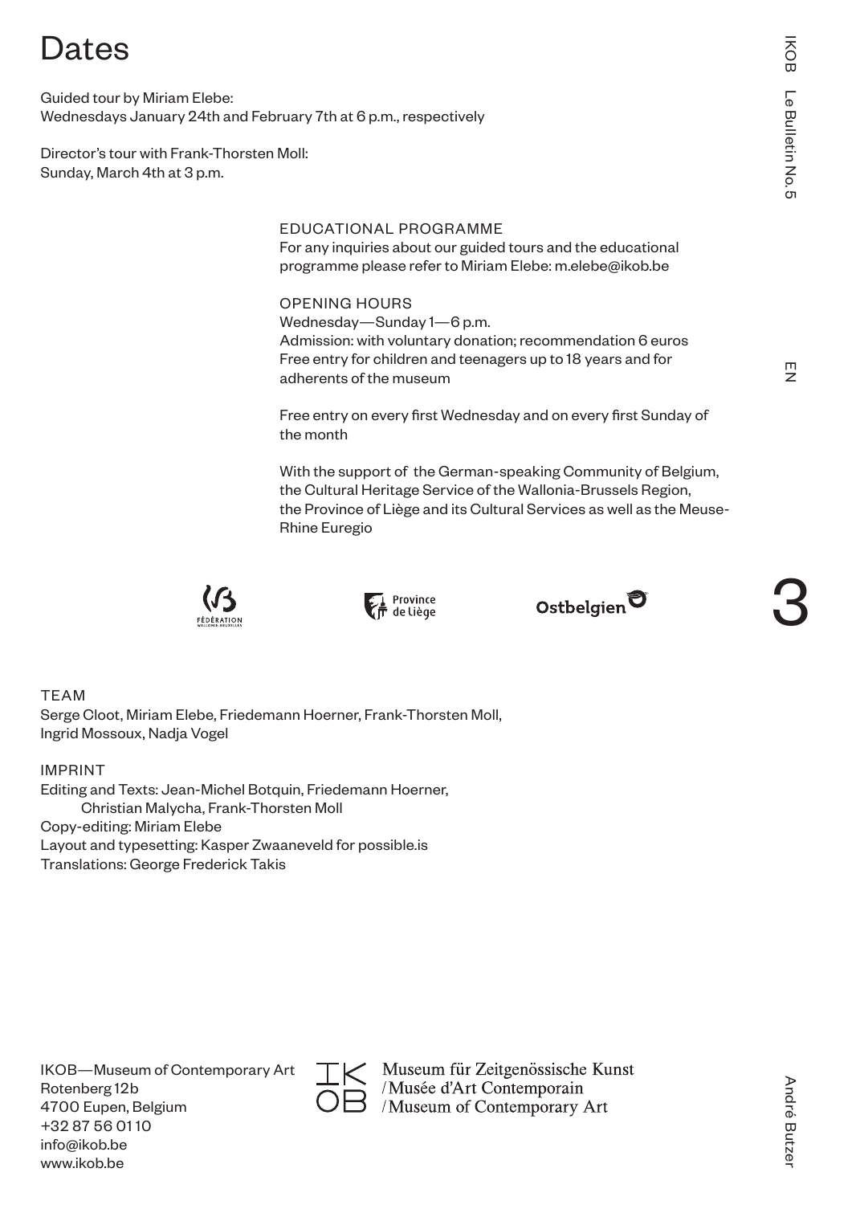# Dates

Guided tour by Miriam Elebe:
Wednesdays January 24th and February 7th at 6 p.m., respectively

Director's tour with Frank-Thorsten Moll:
Sunday, March 4th at 3 p.m.

EDUCATIONAL PROGRAMME
For any inquiries about our guided tours and the educational programme please refer to Miriam Elebe: m.elebe@ikob.be

OPENING HOURS
Wednesday—Sunday 1—6 p.m.
Admission: with voluntary donation; recommendation 6 euros
Free entry for children and teenagers up to 18 years and for adherents of the museum

Free entry on every first Wednesday and on every first Sunday of the month

With the support of the German-speaking Community of Belgium, the Cultural Heritage Service of the Wallonia-Brussels Region, the Province of Liège and its Cultural Services as well as the Meuse-Rhine Euregio

TEAM
Serge Cloot, Miriam Elebe, Friedemann Hoerner, Frank-Thorsten Moll, Ingrid Mossoux, Nadja Vogel

IMPRINT
Editing and Texts: Jean-Michel Botquin, Friedemann Hoerner, Christian Malycha, Frank-Thorsten Moll
Copy-editing: Miriam Elebe
Layout and typesetting: Kasper Zwaaneveld for possible.is
Translations: George Frederick Takis

IKOB—Museum of Contemporary Art
Rotenberg 12b
4700 Eupen, Belgium
+32 87 56 0110
info@ikob.be
www.ikob.be

Museum für Zeitgenössische Kunst
/ Musée d'Art Contemporain
/ Museum of Contemporary Art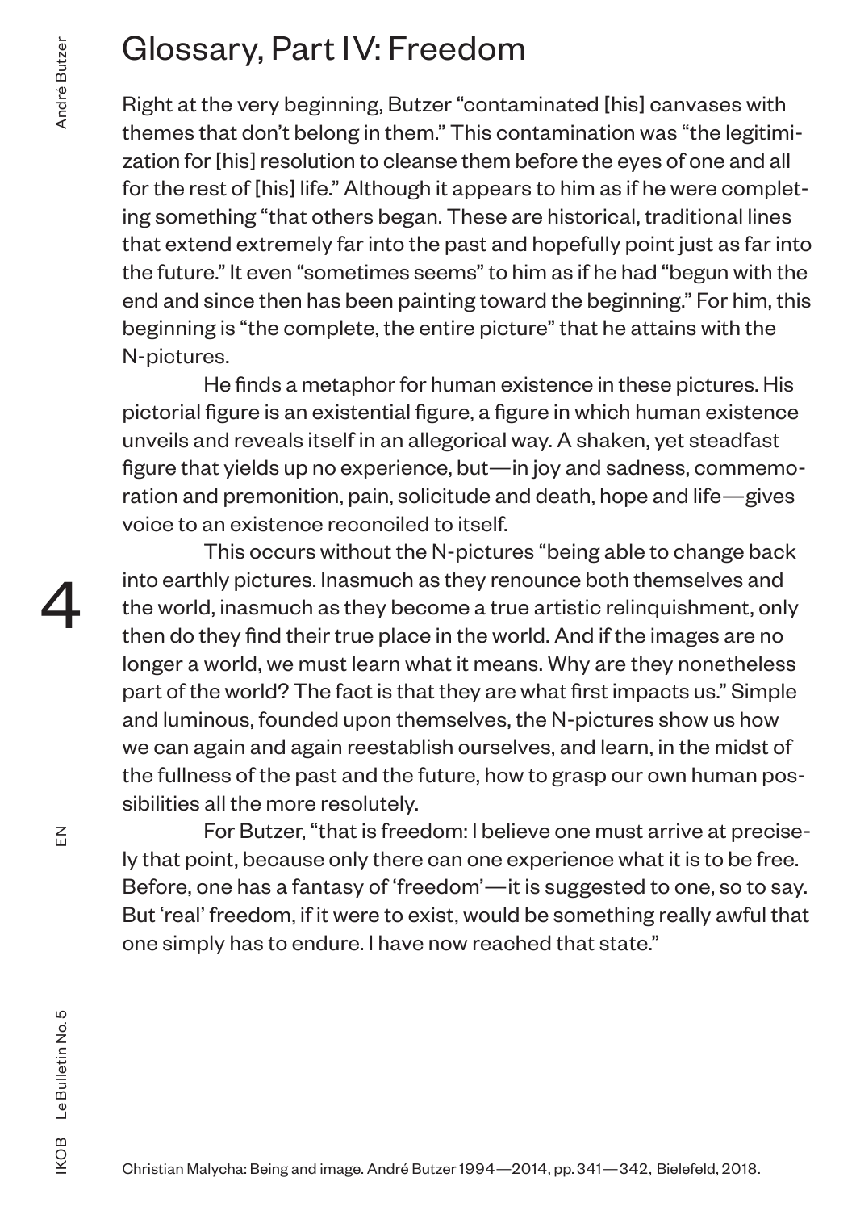# Glossary, Part IV: Freedom

Right at the very beginning, Butzer "contaminated [his] canvases with themes that don't belong in them." This contamination was "the legitimization for [his] resolution to cleanse them before the eyes of one and all for the rest of [his] life." Although it appears to him as if he were completing something "that others began. These are historical, traditional lines that extend extremely far into the past and hopefully point just as far into the future." It even "sometimes seems" to him as if he had "begun with the end and since then has been painting toward the beginning." For him, this beginning is "the complete, the entire picture" that he attains with the N-pictures.

He finds a metaphor for human existence in these pictures. His pictorial figure is an existential figure, a figure in which human existence unveils and reveals itself in an allegorical way. A shaken, yet steadfast figure that yields up no experience, but—in joy and sadness, commemoration and premonition, pain, solicitude and death, hope and life—gives voice to an existence reconciled to itself.

This occurs without the N-pictures "being able to change back into earthly pictures. Inasmuch as they renounce both themselves and the world, inasmuch as they become a true artistic relinquishment, only then do they find their true place in the world. And if the images are no longer a world, we must learn what it means. Why are they nonetheless part of the world? The fact is that they are what first impacts us." Simple and luminous, founded upon themselves, the N-pictures show us how we can again and again reestablish ourselves, and learn, in the midst of the fullness of the past and the future, how to grasp our own human possibilities all the more resolutely.

For Butzer, "that is freedom: I believe one must arrive at precisely that point, because only there can one experience what it is to be free. Before, one has a fantasy of 'freedom'—it is suggested to one, so to say. But 'real' freedom, if it were to exist, would be something really awful that one simply has to endure. I have now reached that state."

Christian Malycha: Being and image. André Butzer 1994—2014, pp. 341—342, Bielefeld, 2018.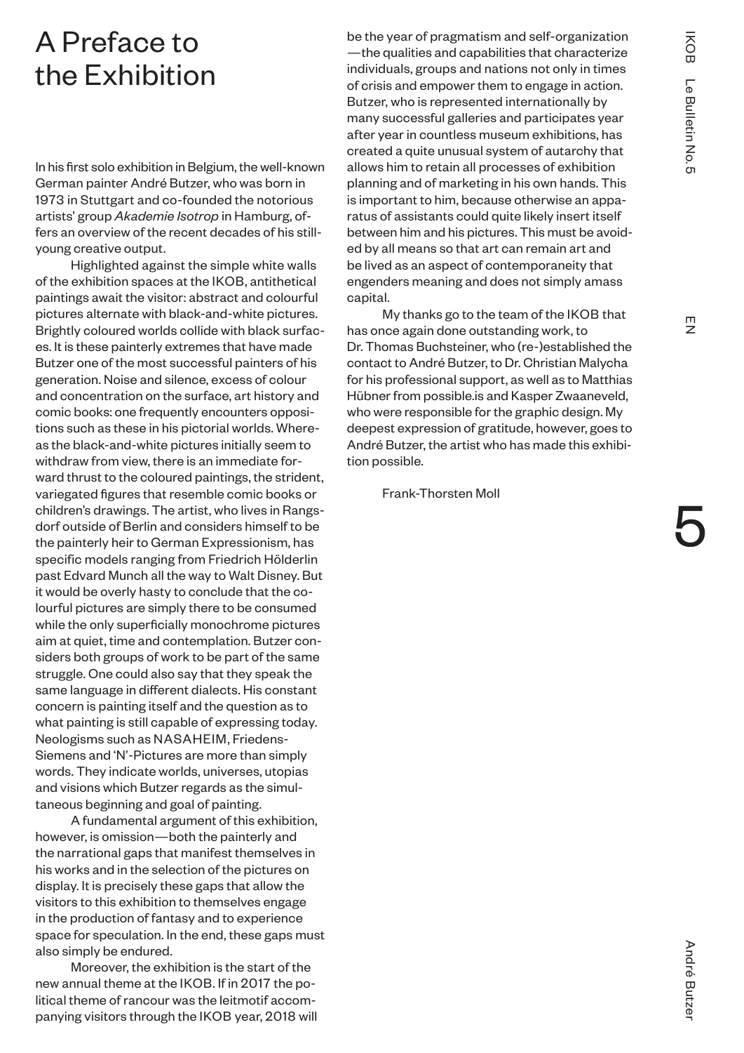# A Preface to the Exhibition

In his first solo exhibition in Belgium, the well-known German painter André Butzer, who was born in 1973 in Stuttgart and co-founded the notorious artists' group *Akademie Isotrop* in Hamburg, offers an overview of the recent decades of his still-young creative output.

Highlighted against the simple white walls of the exhibition spaces at the IKOB, antithetical paintings await the visitor: abstract and colourful pictures alternate with black-and-white pictures. Brightly coloured worlds collide with black surfaces. It is these painterly extremes that have made Butzer one of the most successful painters of his generation. Noise and silence, excess of colour and concentration on the surface, art history and comic books: one frequently encounters oppositions such as these in his pictorial worlds. Whereas the black-and-white pictures initially seem to withdraw from view, there is an immediate forward thrust to the coloured paintings, the strident, variegated figures that resemble comic books or children's drawings. The artist, who lives in Rangsdorf outside of Berlin and considers himself to be the painterly heir to German Expressionism, has specific models ranging from Friedrich Hölderlin past Edvard Munch all the way to Walt Disney. But it would be overly hasty to conclude that the colourful pictures are simply there to be consumed while the only superficially monochrome pictures aim at quiet, time and contemplation. Butzer considers both groups of work to be part of the same struggle. One could also say that they speak the same language in different dialects. His constant concern is painting itself and the question as to what painting is still capable of expressing today. Neologisms such as NASAHEIM, Friedens-Siemens and 'N'-Pictures are more than simply words. They indicate worlds, universes, utopias and visions which Butzer regards as the simultaneous beginning and goal of painting.

A fundamental argument of this exhibition, however, is omission—both the painterly and the narrational gaps that manifest themselves in his works and in the selection of the pictures on display. It is precisely these gaps that allow the visitors to this exhibition to themselves engage in the production of fantasy and to experience space for speculation. In the end, these gaps must also simply be endured.

Moreover, the exhibition is the start of the new annual theme at the IKOB. If in 2017 the political theme of rancour was the leitmotif accompanying visitors through the IKOB year, 2018 will be the year of pragmatism and self-organization—the qualities and capabilities that characterize individuals, groups and nations not only in times of crisis and empower them to engage in action. Butzer, who is represented internationally by many successful galleries and participates year after year in countless museum exhibitions, has created a quite unusual system of autarchy that allows him to retain all processes of exhibition planning and of marketing in his own hands. This is important to him, because otherwise an apparatus of assistants could quite likely insert itself between him and his pictures. This must be avoided by all means so that art can remain art and be lived as an aspect of contemporaneity that engenders meaning and does not simply amass capital.

My thanks go to the team of the IKOB that has once again done outstanding work, to Dr. Thomas Buchsteiner, who (re-)established the contact to André Butzer, to Dr. Christian Malycha for his professional support, as well as to Matthias Hübner from possible.is and Kasper Zwaaneveld, who were responsible for the graphic design. My deepest expression of gratitude, however, goes to André Butzer, the artist who has made this exhibition possible.

Frank-Thorsten Moll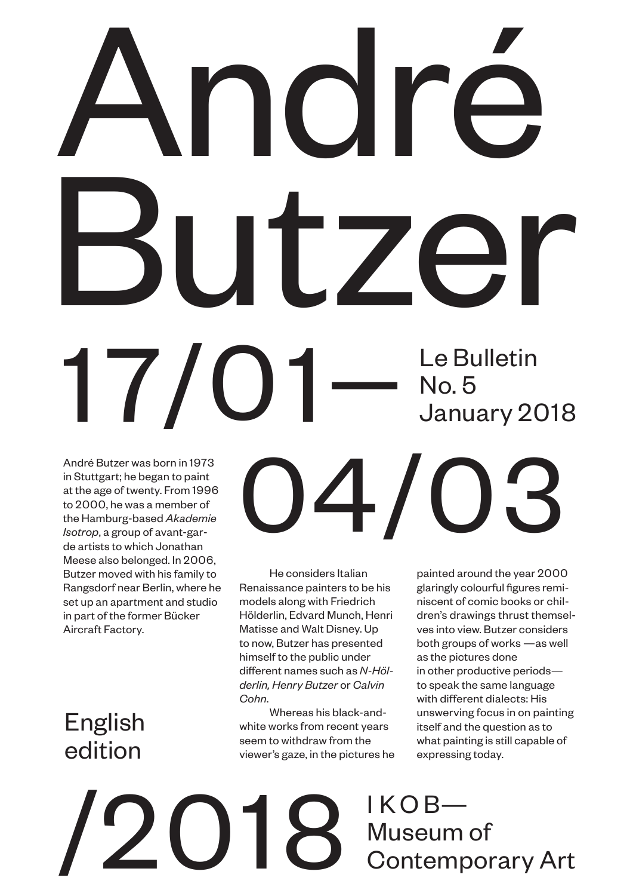# André Butzer

## 17/01—04/03/2018

Le Bulletin
No. 5
January 2018

English edition

André Butzer was born in 1973 in Stuttgart; he began to paint at the age of twenty. From 1996 to 2000, he was a member of the Hamburg-based *Akademie Isotrop*, a group of avant-garde artists to which Jonathan Meese also belonged. In 2006, Butzer moved with his family to Rangsdorf near Berlin, where he set up an apartment and studio in part of the former Bücker Aircraft Factory.

He considers Italian Renaissance painters to be his models along with Friedrich Hölderlin, Edvard Munch, Henri Matisse and Walt Disney. Up to now, Butzer has presented himself to the public under different names such as *N-Hölderlin, Henry Butzer* or *Calvin Cohn*.

Whereas his black-and-white works from recent years seem to withdraw from the viewer's gaze, in the pictures he painted around the year 2000 glaringly colourful figures reminiscent of comic books or children's drawings thrust themselves into view. Butzer considers both groups of works —as well as the pictures done in other productive periods— to speak the same language with different dialects: His unswerving focus in on painting itself and the question as to what painting is still capable of expressing today.

IKOB—
Museum of Contemporary Art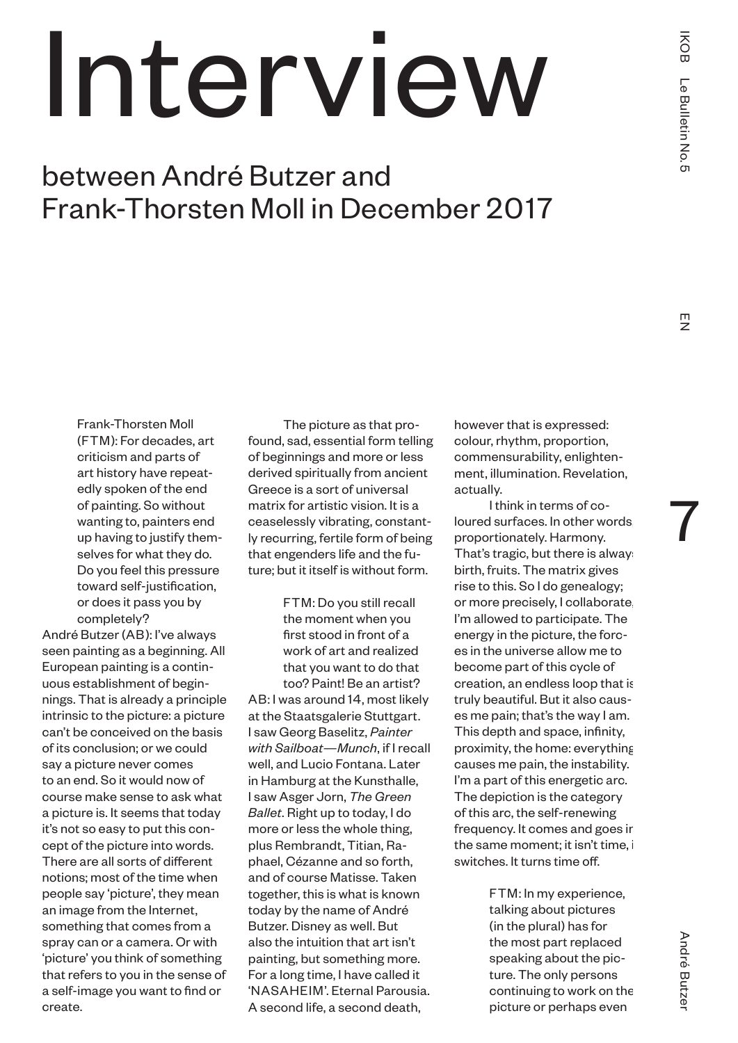# Interview

## between André Butzer and Frank-Thorsten Moll in December 2017

Frank-Thorsten Moll (FTM): For decades, art criticism and parts of art history have repeatedly spoken of the end of painting. So without wanting to, painters end up having to justify themselves for what they do. Do you feel this pressure toward self-justification, or does it pass you by completely?

André Butzer (AB): I've always seen painting as a beginning. All European painting is a continuous establishment of beginnings. That is already a principle intrinsic to the picture: a picture can't be conceived on the basis of its conclusion; or we could say a picture never comes to an end. So it would now of course make sense to ask what a picture is. It seems that today it's not so easy to put this concept of the picture into words. There are all sorts of different notions; most of the time when people say 'picture', they mean an image from the Internet, something that comes from a spray can or a camera. Or with 'picture' you think of something that refers to you in the sense of a self-image you want to find or create.

The picture as that profound, sad, essential form telling of beginnings and more or less derived spiritually from ancient Greece is a sort of universal matrix for artistic vision. It is a ceaselessly vibrating, constantly recurring, fertile form of being that engenders life and the future; but it itself is without form.

FTM: Do you still recall the moment when you first stood in front of a work of art and realized that you want to do that too? Paint! Be an artist?

AB: I was around 14, most likely at the Staatsgalerie Stuttgart. I saw Georg Baselitz, *Painter with Sailboat—Munch*, if I recall well, and Lucio Fontana. Later in Hamburg at the Kunsthalle, I saw Asger Jorn, *The Green Ballet*. Right up to today, I do more or less the whole thing, plus Rembrandt, Titian, Raphael, Cézanne and so forth, and of course Matisse. Taken together, this is what is known today by the name of André Butzer. Disney as well. But also the intuition that art isn't painting, but something more. For a long time, I have called it 'NASAHEIM'. Eternal Parousia. A second life, a second death, however that is expressed: colour, rhythm, proportion, commensurability, enlightenment, illumination. Revelation, actually.

I think in terms of coloured surfaces. In other words proportionately. Harmony. That's tragic, but there is always birth, fruits. The matrix gives rise to this. So I do genealogy; or more precisely, I collaborate, I'm allowed to participate. The energy in the picture, the forces in the universe allow me to become part of this cycle of creation, an endless loop that is truly beautiful. But it also causes me pain; that's the way I am. This depth and space, infinity, proximity, the home: everything causes me pain, the instability. I'm a part of this energetic arc. The depiction is the category of this arc, the self-renewing frequency. It comes and goes in the same moment; it isn't time, it switches. It turns time off.

FTM: In my experience, talking about pictures (in the plural) has for the most part replaced speaking about the picture. The only persons continuing to work on the picture or perhaps even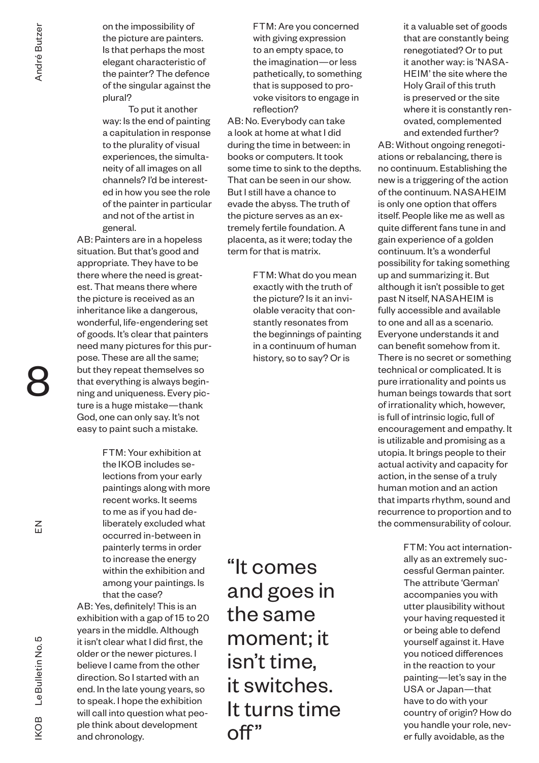on the impossibility of the picture are painters. Is that perhaps the most elegant characteristic of the painter? The defence of the singular against the plural?

To put it another way: Is the end of painting a capitulation in response to the plurality of visual experiences, the simultaneity of all images on all channels? I'd be interested in how you see the role of the painter in particular and not of the artist in general.

AB: Painters are in a hopeless situation. But that's good and appropriate. They have to be there where the need is greatest. That means there where the picture is received as an inheritance like a dangerous, wonderful, life-engendering set of goods. It's clear that painters need many pictures for this purpose. These are all the same; but they repeat themselves so that everything is always beginning and uniqueness. Every picture is a huge mistake—thank God, one can only say. It's not easy to paint such a mistake.

FTM: Your exhibition at the IKOB includes selections from your early paintings along with more recent works. It seems to me as if you had deliberately excluded what occurred in-between in painterly terms in order to increase the energy within the exhibition and among your paintings. Is that the case?

AB: Yes, definitely! This is an exhibition with a gap of 15 to 20 years in the middle. Although it isn't clear what I did first, the older or the newer pictures. I believe I came from the other direction. So I started with an end. In the late young years, so to speak. I hope the exhibition will call into question what people think about development and chronology.

FTM: Are you concerned with giving expression to an empty space, to the imagination—or less pathetically, to something that is supposed to provoke visitors to engage in reflection?

AB: No. Everybody can take a look at home at what I did during the time in between: in books or computers. It took some time to sink to the depths. That can be seen in our show. But I still have a chance to evade the abyss. The truth of the picture serves as an extremely fertile foundation. A placenta, as it were; today the term for that is matrix.

FTM: What do you mean exactly with the truth of the picture? Is it an inviolable veracity that constantly resonates from the beginnings of painting in a continuum of human history, so to say? Or is it a valuable set of goods that are constantly being renegotiated? Or to put it another way: is 'NASAHEIM' the site where the Holy Grail of this truth is preserved or the site where it is constantly renovated, complemented and extended further?

AB: Without ongoing renegotiations or rebalancing, there is no continuum. Establishing the new is a triggering of the action of the continuum. NASAHEIM is only one option that offers itself. People like me as well as quite different fans tune in and gain experience of a golden continuum. It's a wonderful possibility for taking something up and summarizing it. But although it isn't possible to get past N itself, NASAHEIM is fully accessible and available to one and all as a scenario. Everyone understands it and can benefit somehow from it. There is no secret or something technical or complicated. It is pure irrationality and points us human beings towards that sort of irrationality which, however, is full of intrinsic logic, full of encouragement and empathy. It is utilizable and promising as a utopia. It brings people to their actual activity and capacity for action, in the sense of a truly human motion and an action that imparts rhythm, sound and recurrence to proportion and to the commensurability of colour.

> "It comes and goes in the same moment; it isn't time, it switches. It turns time off"

FTM: You act internationally as an extremely successful German painter. The attribute 'German' accompanies you with utter plausibility without your having requested it or being able to defend yourself against it. Have you noticed differences in the reaction to your painting—let's say in the USA or Japan—that have to do with your country of origin? How do you handle your role, never fully avoidable, as the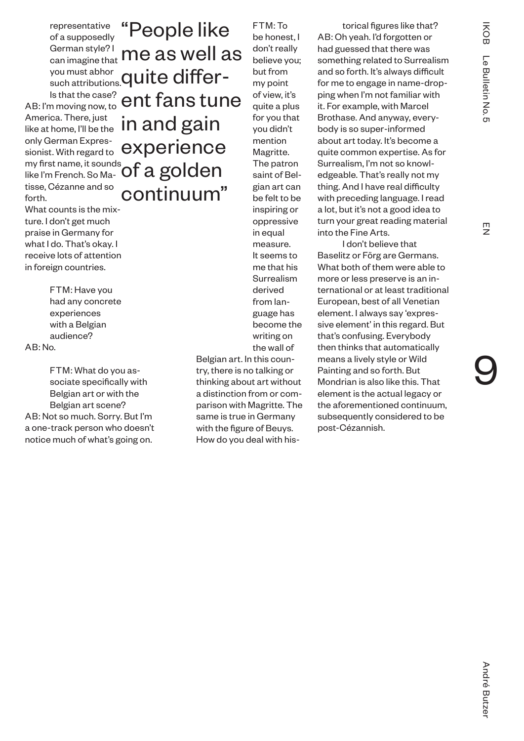representative of a supposedly German style? I can imagine that you must abhor such attributions. Is that the case?

AB: I'm moving now, to America. There, just like at home, I'll be the only German Expressionist. With regard to my first name, it sounds like I'm French. So Matisse, Cézanne and so forth.
What counts is the mixture. I don't get much praise in Germany for what I do. That's okay. I receive lots of attention in foreign countries.

FTM: Have you had any concrete experiences with a Belgian audience?

AB: No.

FTM: What do you associate specifically with Belgian art or with the Belgian art scene?

AB: Not so much. Sorry. But I'm a one-track person who doesn't notice much of what's going on.

> "People like me as well as quite different fans tune in and gain experience of a golden continuum"

FTM: To be honest, I don't really believe you; but from my point of view, it's quite a plus for you that you didn't mention Magritte. The patron saint of Belgian art can be felt to be inspiring or oppressive in equal measure. It seems to me that his Surrealism derived from language has become the writing on the wall of Belgian art. In this country, there is no talking or thinking about art without a distinction from or comparison with Magritte. The same is true in Germany with the figure of Beuys. How do you deal with historical figures like that?

AB: Oh yeah. I'd forgotten or had guessed that there was something related to Surrealism and so forth. It's always difficult for me to engage in name-dropping when I'm not familiar with it. For example, with Marcel Brothase. And anyway, everybody is so super-informed about art today. It's become a quite common expertise. As for Surrealism, I'm not so knowledgeable. That's really not my thing. And I have real difficulty with preceding language. I read a lot, but it's not a good idea to turn your great reading material into the Fine Arts.

I don't believe that Baselitz or Förg are Germans. What both of them were able to more or less preserve is an international or at least traditional European, best of all Venetian element. I always say 'expressive element' in this regard. But that's confusing. Everybody then thinks that automatically means a lively style or Wild Painting and so forth. But Mondrian is also like this. That element is the actual legacy or the aforementioned continuum, subsequently considered to be post-Cézannish.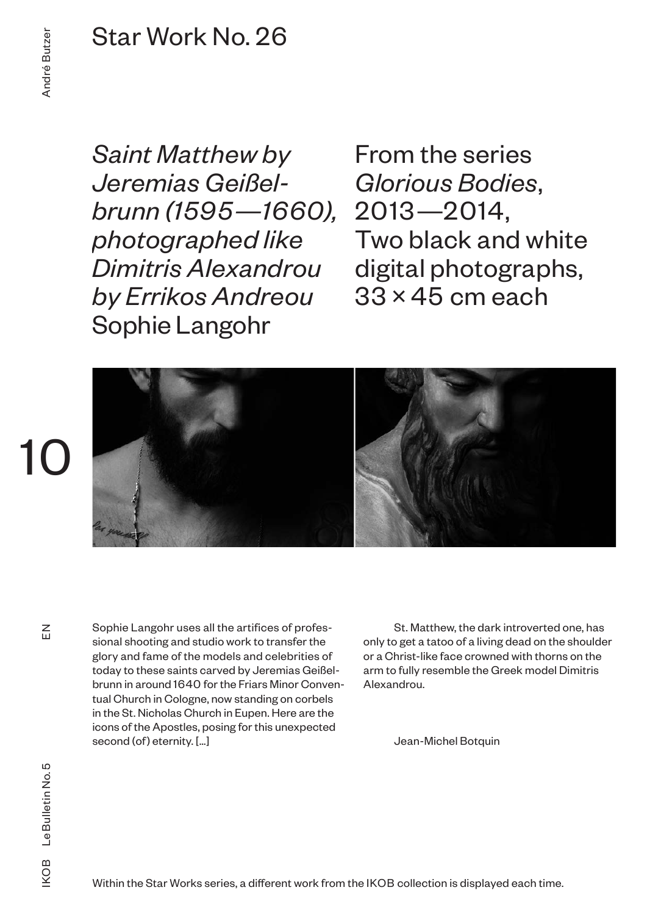# Star Work No. 26

*Saint Matthew by Jeremias Geißelbrunn (1595—1660), photographed like Dimitris Alexandrou by Errikos Andreou*
Sophie Langohr

From the series *Glorious Bodies*, 2013—2014,
Two black and white digital photographs,
33 × 45 cm each

Sophie Langohr uses all the artifices of professional shooting and studio work to transfer the glory and fame of the models and celebrities of today to these saints carved by Jeremias Geißelbrunn in around 1640 for the Friars Minor Conventual Church in Cologne, now standing on corbels in the St. Nicholas Church in Eupen. Here are the icons of the Apostles, posing for this unexpected second (of) eternity. […]

St. Matthew, the dark introverted one, has only to get a tatoo of a living dead on the shoulder or a Christ-like face crowned with thorns on the arm to fully resemble the Greek model Dimitris Alexandrou.

Jean-Michel Botquin

Within the Star Works series, a different work from the IKOB collection is displayed each time.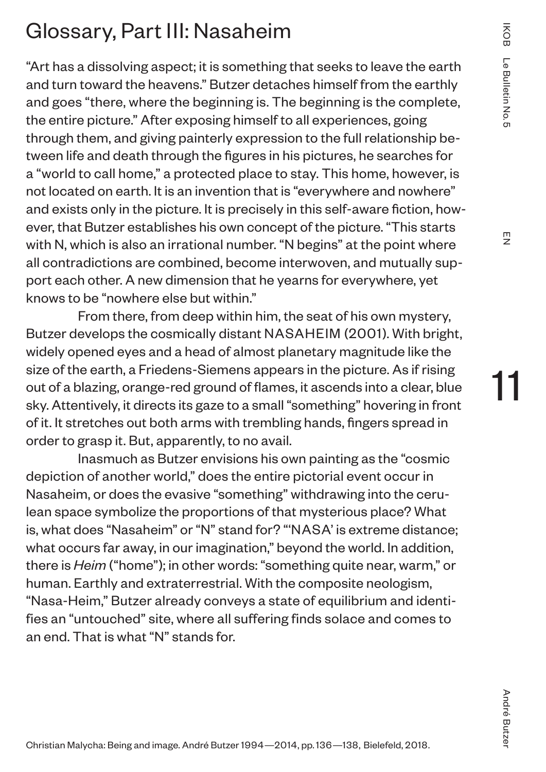# Glossary, Part III: Nasaheim

"Art has a dissolving aspect; it is something that seeks to leave the earth and turn toward the heavens." Butzer detaches himself from the earthly and goes "there, where the beginning is. The beginning is the complete, the entire picture." After exposing himself to all experiences, going through them, and giving painterly expression to the full relationship between life and death through the figures in his pictures, he searches for a "world to call home," a protected place to stay. This home, however, is not located on earth. It is an invention that is "everywhere and nowhere" and exists only in the picture. It is precisely in this self-aware fiction, however, that Butzer establishes his own concept of the picture. "This starts with N, which is also an irrational number. "N begins" at the point where all contradictions are combined, become interwoven, and mutually support each other. A new dimension that he yearns for everywhere, yet knows to be "nowhere else but within."

From there, from deep within him, the seat of his own mystery, Butzer develops the cosmically distant NASAHEIM (2001). With bright, widely opened eyes and a head of almost planetary magnitude like the size of the earth, a Friedens-Siemens appears in the picture. As if rising out of a blazing, orange-red ground of flames, it ascends into a clear, blue sky. Attentively, it directs its gaze to a small "something" hovering in front of it. It stretches out both arms with trembling hands, fingers spread in order to grasp it. But, apparently, to no avail.

Inasmuch as Butzer envisions his own painting as the "cosmic depiction of another world," does the entire pictorial event occur in Nasaheim, or does the evasive "something" withdrawing into the cerulean space symbolize the proportions of that mysterious place? What is, what does "Nasaheim" or "N" stand for? "'NASA' is extreme distance; what occurs far away, in our imagination," beyond the world. In addition, there is *Heim* ("home"); in other words: "something quite near, warm," or human. Earthly and extraterrestrial. With the composite neologism, "Nasa-Heim," Butzer already conveys a state of equilibrium and identifies an "untouched" site, where all suffering finds solace and comes to an end. That is what "N" stands for.

Christian Malycha: Being and image. André Butzer 1994—2014, pp. 136—138, Bielefeld, 2018.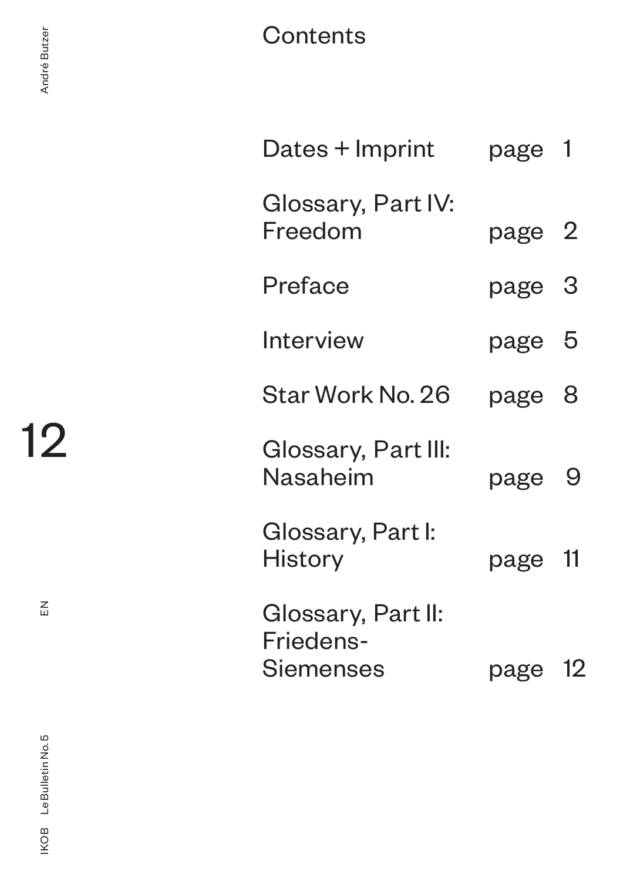# Contents

| | |
|---|---|
| Dates + Imprint | page 1 |
| Glossary, Part IV: Freedom | page 2 |
| Preface | page 3 |
| Interview | page 5 |
| Star Work No. 26 | page 8 |
| Glossary, Part III: Nasaheim | page 9 |
| Glossary, Part I: History | page 11 |
| Glossary, Part II: Friedens-Siemenses | page 12 |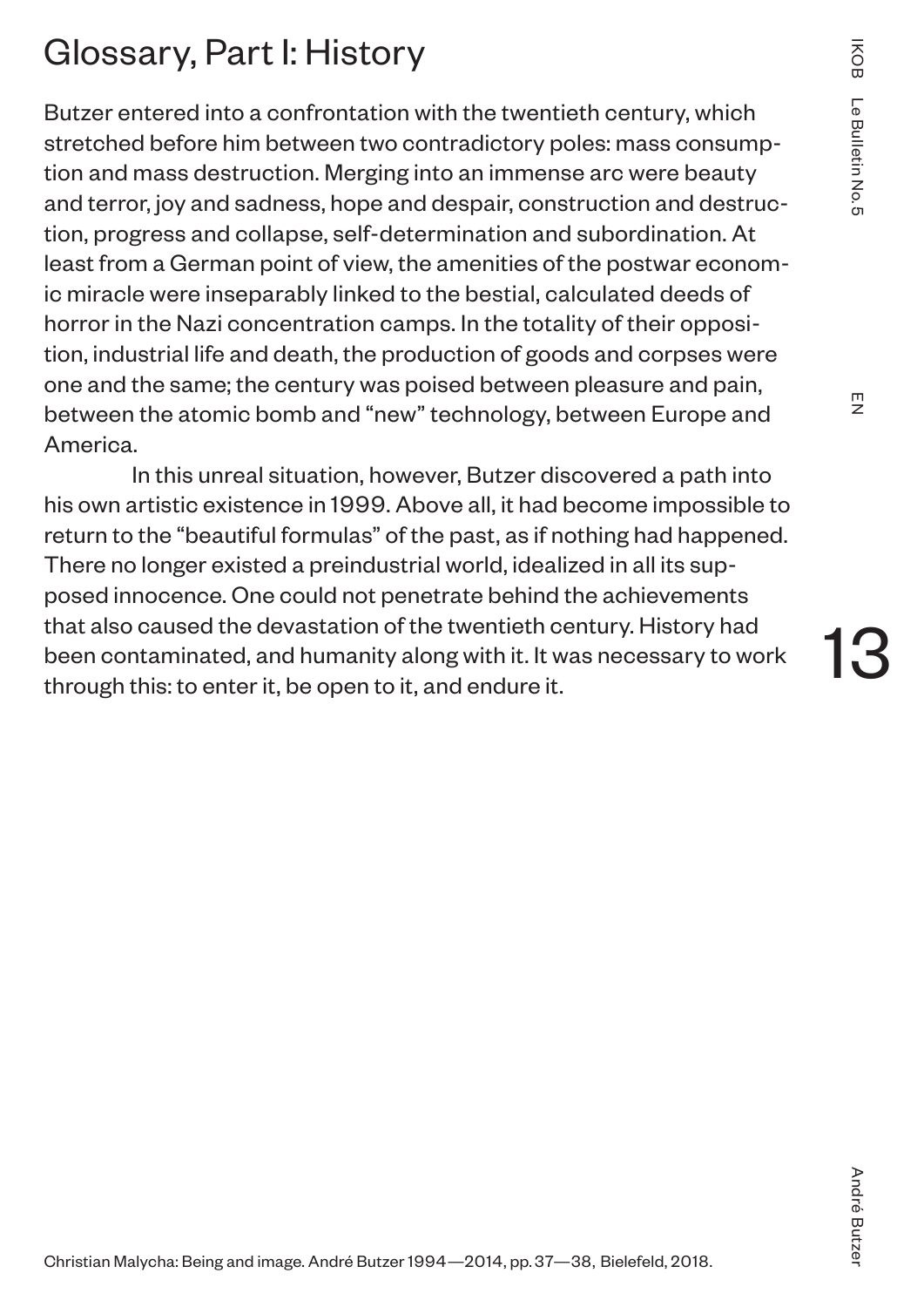# Glossary, Part I: History

Butzer entered into a confrontation with the twentieth century, which stretched before him between two contradictory poles: mass consumption and mass destruction. Merging into an immense arc were beauty and terror, joy and sadness, hope and despair, construction and destruction, progress and collapse, self-determination and subordination. At least from a German point of view, the amenities of the postwar economic miracle were inseparably linked to the bestial, calculated deeds of horror in the Nazi concentration camps. In the totality of their opposition, industrial life and death, the production of goods and corpses were one and the same; the century was poised between pleasure and pain, between the atomic bomb and "new" technology, between Europe and America.

In this unreal situation, however, Butzer discovered a path into his own artistic existence in 1999. Above all, it had become impossible to return to the "beautiful formulas" of the past, as if nothing had happened. There no longer existed a preindustrial world, idealized in all its supposed innocence. One could not penetrate behind the achievements that also caused the devastation of the twentieth century. History had been contaminated, and humanity along with it. It was necessary to work through this: to enter it, be open to it, and endure it.

Christian Malycha: Being and image. André Butzer 1994—2014, pp. 37—38, Bielefeld, 2018.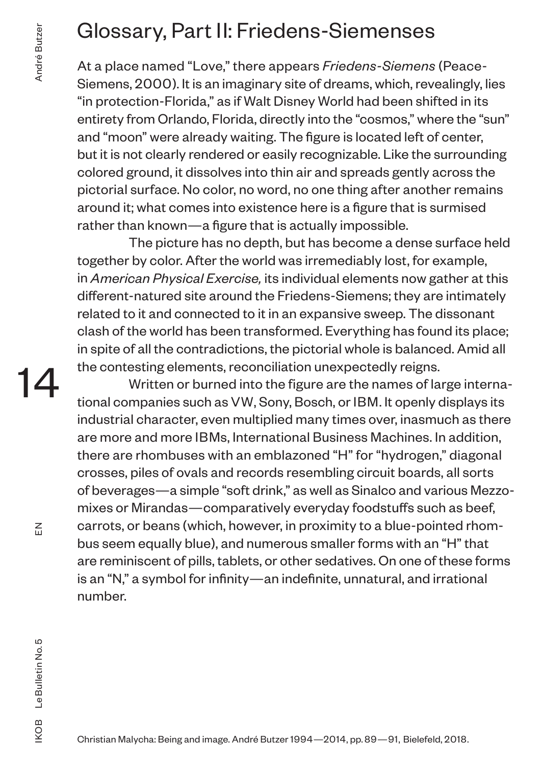# Glossary, Part II: Friedens-Siemenses

At a place named "Love," there appears *Friedens-Siemens* (Peace-Siemens, 2000). It is an imaginary site of dreams, which, revealingly, lies "in protection-Florida," as if Walt Disney World had been shifted in its entirety from Orlando, Florida, directly into the "cosmos," where the "sun" and "moon" were already waiting. The figure is located left of center, but it is not clearly rendered or easily recognizable. Like the surrounding colored ground, it dissolves into thin air and spreads gently across the pictorial surface. No color, no word, no one thing after another remains around it; what comes into existence here is a figure that is surmised rather than known—a figure that is actually impossible.

The picture has no depth, but has become a dense surface held together by color. After the world was irremediably lost, for example, in *American Physical Exercise,* its individual elements now gather at this different-natured site around the Friedens-Siemens; they are intimately related to it and connected to it in an expansive sweep. The dissonant clash of the world has been transformed. Everything has found its place; in spite of all the contradictions, the pictorial whole is balanced. Amid all the contesting elements, reconciliation unexpectedly reigns.

Written or burned into the figure are the names of large international companies such as VW, Sony, Bosch, or IBM. It openly displays its industrial character, even multiplied many times over, inasmuch as there are more and more IBMs, International Business Machines. In addition, there are rhombuses with an emblazoned "H" for "hydrogen," diagonal crosses, piles of ovals and records resembling circuit boards, all sorts of beverages—a simple "soft drink," as well as Sinalco and various Mezzo-mixes or Mirandas—comparatively everyday foodstuffs such as beef, carrots, or beans (which, however, in proximity to a blue-pointed rhombus seem equally blue), and numerous smaller forms with an "H" that are reminiscent of pills, tablets, or other sedatives. On one of these forms is an "N," a symbol for infinity—an indefinite, unnatural, and irrational number.

Christian Malycha: Being and image. André Butzer 1994—2014, pp. 89—91, Bielefeld, 2018.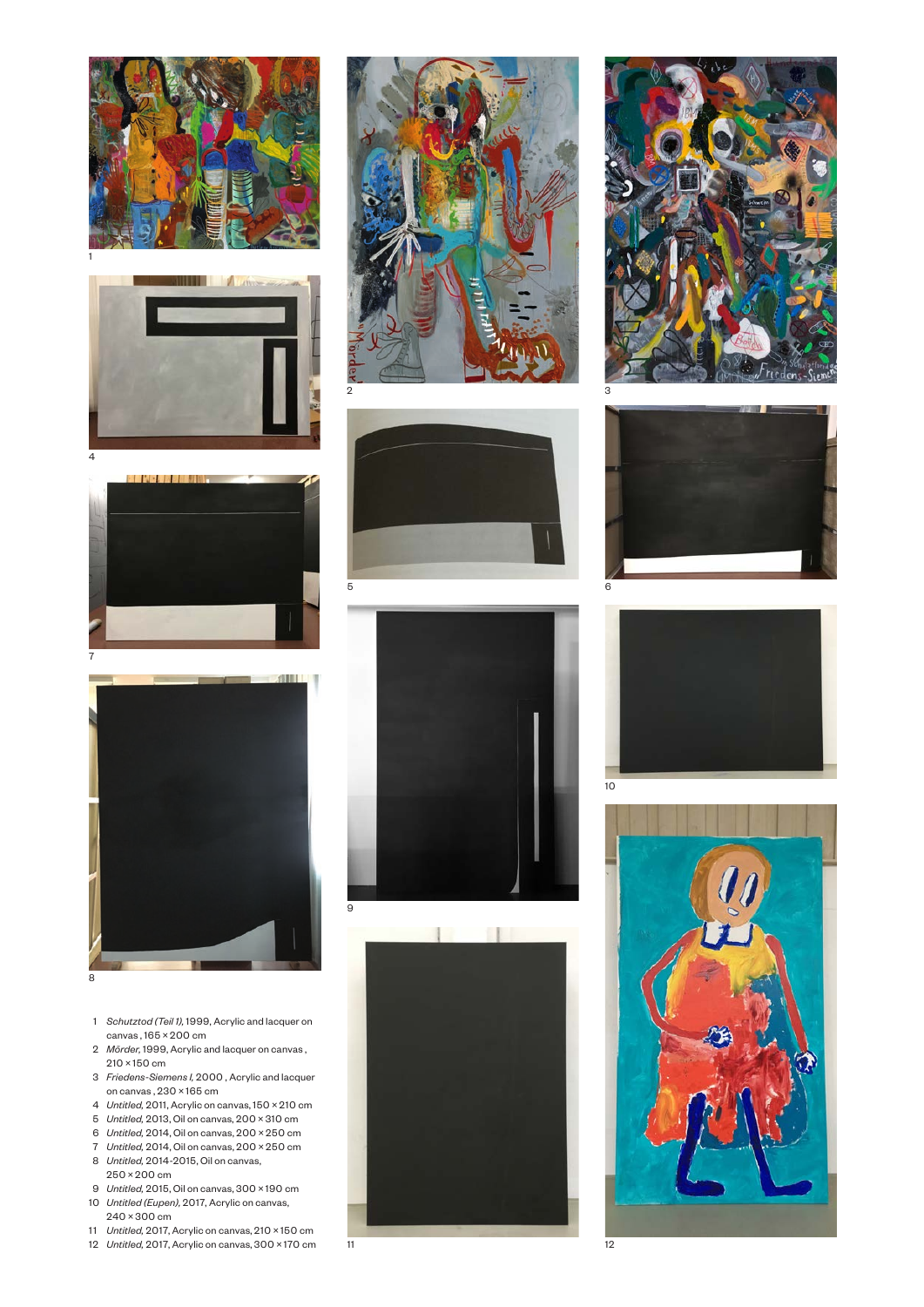1 *Schutztod (Teil 1)*, 1999, Acrylic and lacquer on canvas, 165 × 200 cm
2 *Mörder*, 1999, Acrylic and lacquer on canvas, 210 × 150 cm
3 *Friedens-Siemens I*, 2000, Acrylic and lacquer on canvas, 230 × 165 cm
4 *Untitled*, 2011, Acrylic on canvas, 150 × 210 cm
5 *Untitled*, 2013, Oil on canvas, 200 × 310 cm
6 *Untitled*, 2014, Oil on canvas, 200 × 250 cm
7 *Untitled*, 2014, Oil on canvas, 200 × 250 cm
8 *Untitled*, 2014-2015, Oil on canvas, 250 × 200 cm
9 *Untitled*, 2015, Oil on canvas, 300 × 190 cm
10 *Untitled (Eupen)*, 2017, Acrylic on canvas, 240 × 300 cm
11 *Untitled*, 2017, Acrylic on canvas, 210 × 150 cm
12 *Untitled*, 2017, Acrylic on canvas, 300 × 170 cm